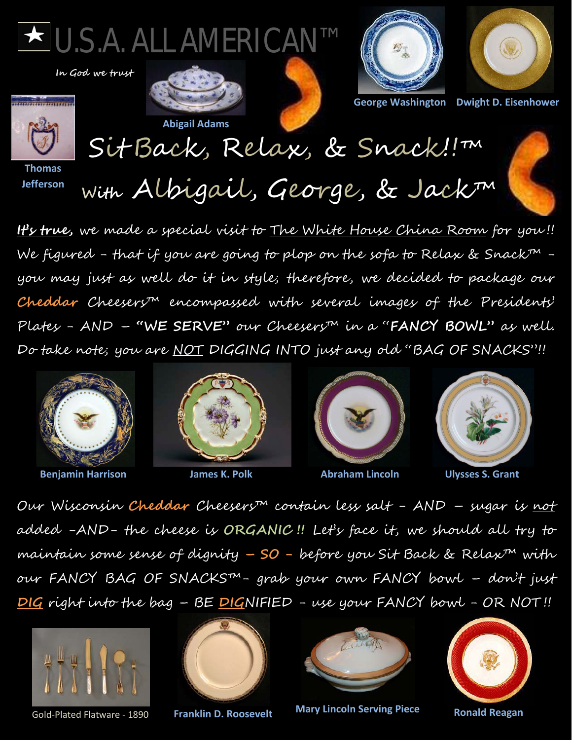# ★ U.S.A. ALL AMERICAN™

*In God we trust*

Abigail Adams

George Washington

Dwight D. Eisenhower

Thomas Jefferson

## Sit Back, Relax, & Snack!!™ with Albigail, George, & Jack™

***It's true,*** we made a special visit to The White House China Room for you!! We figured – that if you are going to plop on the sofa to Relax & Snack™ – you may just as well do it in style; therefore, we decided to package our **Cheddar** Cheesers™ encompassed with several images of the Presidents' Plates – AND – **"WE SERVE"** our Cheesers™ in a **"FANCY BOWL"** as well. Do take note; you are NOT DIGGING INTO just any old "BAG OF SNACKS"!!

Benjamin Harrison

James K. Polk

Abraham Lincoln

Ulysses S. Grant

Our Wisconsin **Cheddar** Cheesers™ contain less salt – AND – sugar is not added –AND– the cheese is **ORGANIC** !! Let's face it, we should all try to maintain some sense of dignity **– SO –** before you Sit Back & Relax™ with our FANCY BAG OF SNACKS™ – grab your own FANCY bowl – don't just **DIG** right into the bag – BE **DIG**NIFIED – use your FANCY bowl – OR NOT!!

Gold-Plated Flatware - 1890

Franklin D. Roosevelt

Mary Lincoln Serving Piece

Ronald Reagan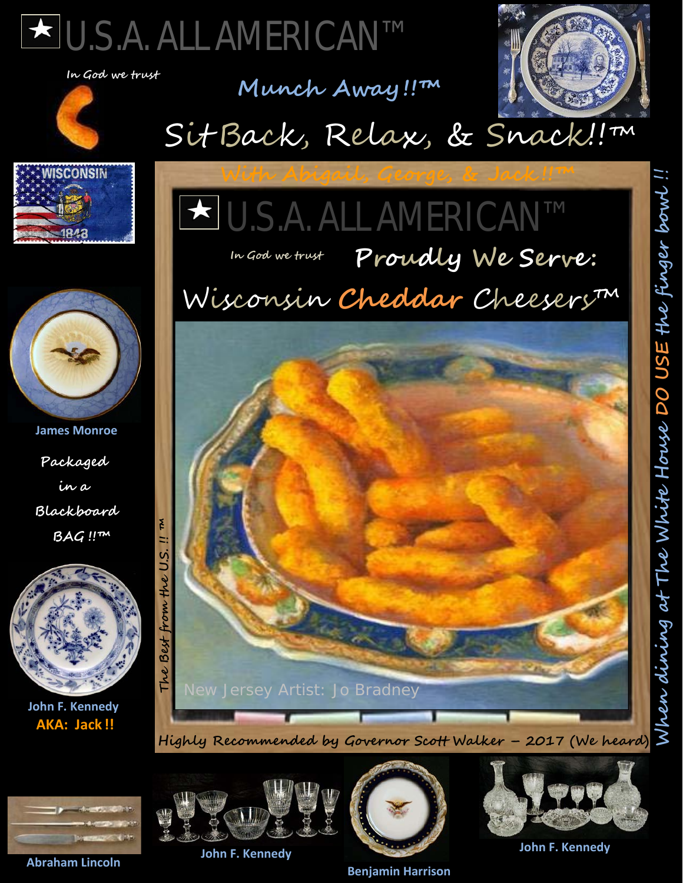# ★ U.S.A. ALL AMERICAN™

*In God we trust*

**Munch Away!!™**

## Sit Back, Relax, & Snack!!™

With Abigail, George, & Jack!!™

# ★ U.S.A. ALL AMERICAN™

*In God we trust* **Proudly We Serve:**

## Wisconsin Cheddar Cheesers™

The Best from the U.S. !! ™

New Jersey Artist: Jo Bradney

Highly Recommended by Governor Scott Walker – 2017 (We heard)

When dining at The White House DO USE the finger bowl !!

WISCONSIN 1848

James Monroe

Packaged in a Blackboard BAG !!™

John F. Kennedy
**AKA: Jack !!**

Abraham Lincoln

John F. Kennedy

Benjamin Harrison

John F. Kennedy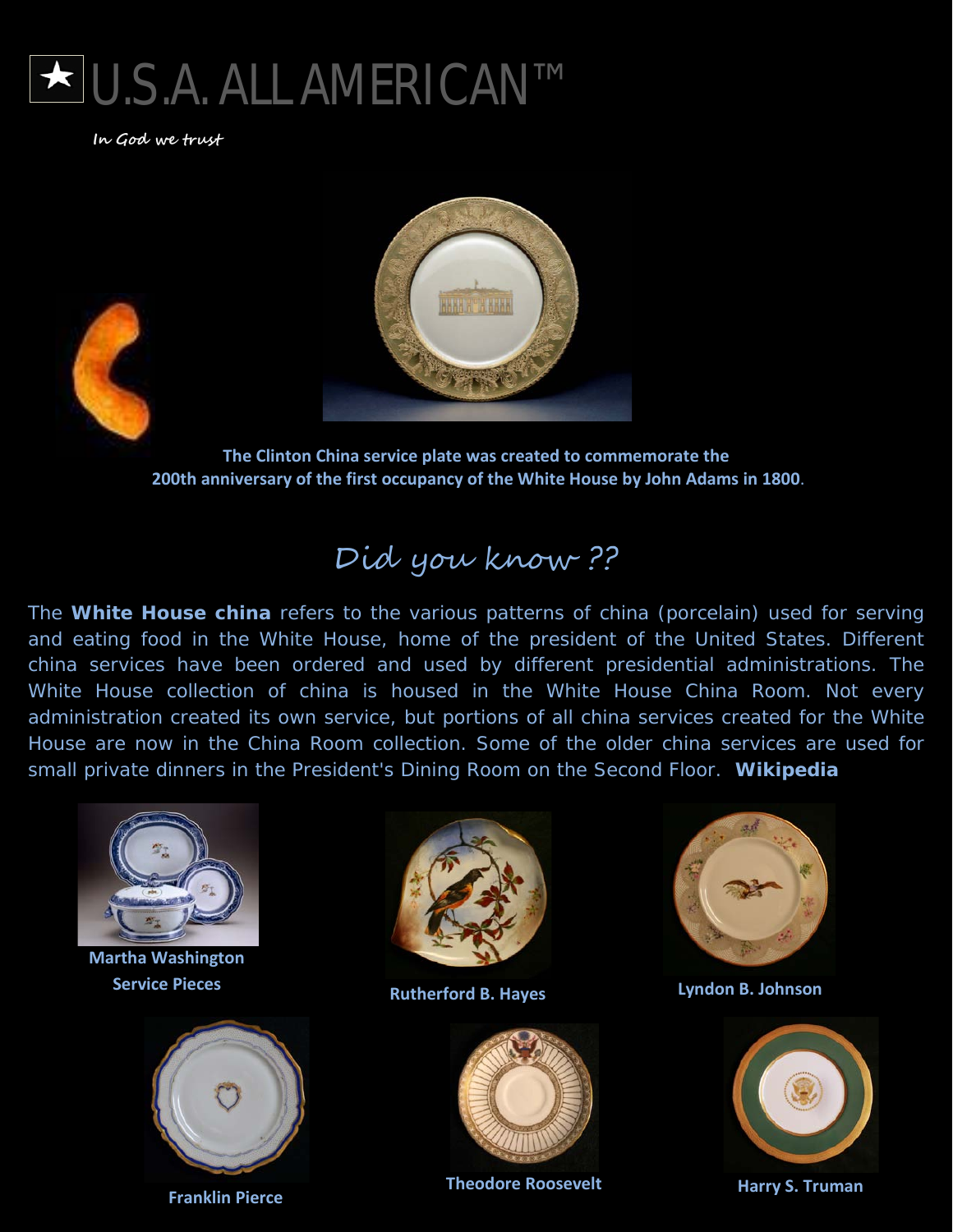# U.S.A. ALL AMERICAN™

*In God we trust*

**The Clinton China service plate was created to commemorate the 200th anniversary of the first occupancy of the White House by John Adams in 1800**.

## *Did you know ??*

The **White House china** refers to the various patterns of china (porcelain) used for serving and eating food in the White House, home of the president of the United States. Different china services have been ordered and used by different presidential administrations. The White House collection of china is housed in the White House China Room. Not every administration created its own service, but portions of all china services created for the White House are now in the China Room collection. Some of the older china services are used for small private dinners in the President's Dining Room on the Second Floor. **Wikipedia**

**Martha Washington Service Pieces**

**Rutherford B. Hayes**

**Lyndon B. Johnson**

**Franklin Pierce**

**Theodore Roosevelt**

**Harry S. Truman**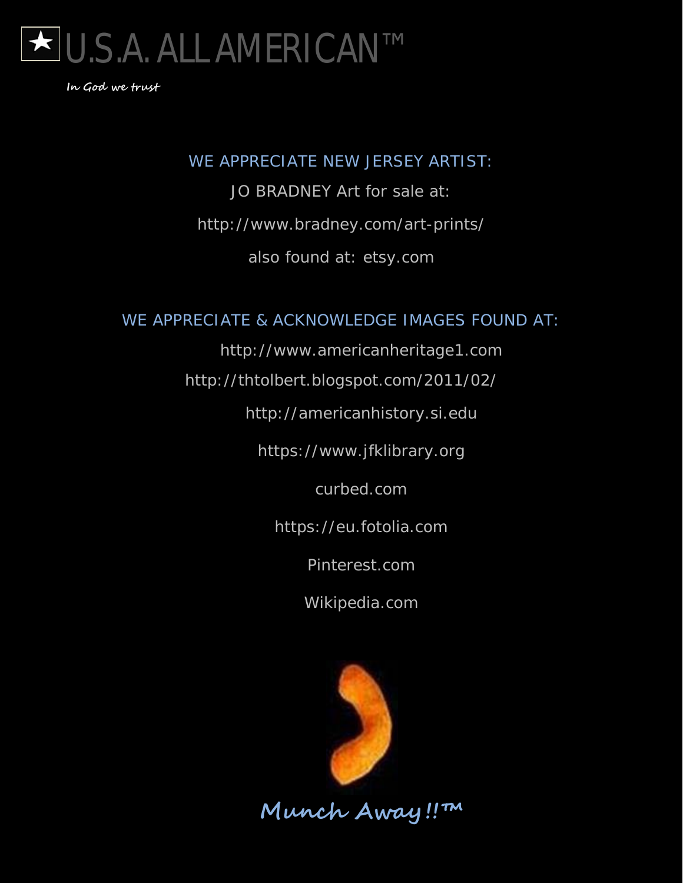# ★ U.S.A. ALL AMERICAN™

*In God we trust*

WE APPRECIATE NEW JERSEY ARTIST:

JO BRADNEY Art for sale at:

http://www.bradney.com/art-prints/

also found at: etsy.com

WE APPRECIATE & ACKNOWLEDGE IMAGES FOUND AT:

http://www.americanheritage1.com

http://thtolbert.blogspot.com/2011/02/

http://americanhistory.si.edu

https://www.jfklibrary.org

curbed.com

https://eu.fotolia.com

Pinterest.com

Wikipedia.com

*Munch Away!!™*